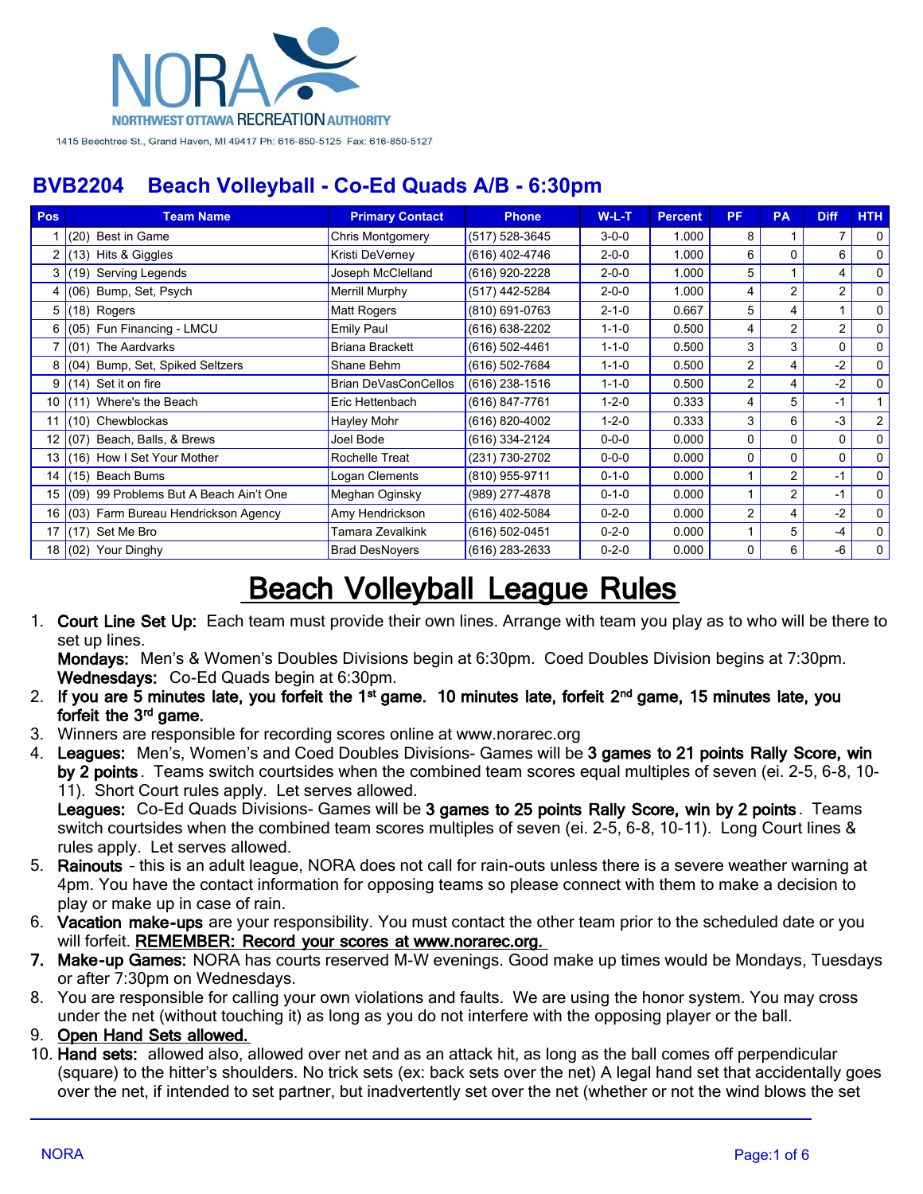NORA
NORTHWEST OTTAWA RECREATION AUTHORITY

1415 Beechtree St., Grand Haven, MI 49417 Ph: 616-850-5125 Fax: 616-850-5127

## BVB2204 Beach Volleyball - Co-Ed Quads A/B - 6:30pm

| Pos | Team Name | Primary Contact | Phone | W-L-T | Percent | PF | PA | Diff | HTH |
|---|---|---|---|---|---|---|---|---|---|
| 1 | (20) Best in Game | Chris Montgomery | (517) 528-3645 | 3-0-0 | 1.000 | 8 | 1 | 7 | 0 |
| 2 | (13) Hits & Giggles | Kristi DeVerney | (616) 402-4746 | 2-0-0 | 1.000 | 6 | 0 | 6 | 0 |
| 3 | (19) Serving Legends | Joseph McClelland | (616) 920-2228 | 2-0-0 | 1.000 | 5 | 1 | 4 | 0 |
| 4 | (06) Bump, Set, Psych | Merrill Murphy | (517) 442-5284 | 2-0-0 | 1.000 | 4 | 2 | 2 | 0 |
| 5 | (18) Rogers | Matt Rogers | (810) 691-0763 | 2-1-0 | 0.667 | 5 | 4 | 1 | 0 |
| 6 | (05) Fun Financing - LMCU | Emily Paul | (616) 638-2202 | 1-1-0 | 0.500 | 4 | 2 | 2 | 0 |
| 7 | (01) The Aardvarks | Briana Brackett | (616) 502-4461 | 1-1-0 | 0.500 | 3 | 3 | 0 | 0 |
| 8 | (04) Bump, Set, Spiked Seltzers | Shane Behm | (616) 502-7684 | 1-1-0 | 0.500 | 2 | 4 | -2 | 0 |
| 9 | (14) Set it on fire | Brian DeVasConCellos | (616) 238-1516 | 1-1-0 | 0.500 | 2 | 4 | -2 | 0 |
| 10 | (11) Where's the Beach | Eric Hettenbach | (616) 847-7761 | 1-2-0 | 0.333 | 4 | 5 | -1 | 1 |
| 11 | (10) Chewblockas | Hayley Mohr | (616) 820-4002 | 1-2-0 | 0.333 | 3 | 6 | -3 | 2 |
| 12 | (07) Beach, Balls, & Brews | Joel Bode | (616) 334-2124 | 0-0-0 | 0.000 | 0 | 0 | 0 | 0 |
| 13 | (16) How I Set Your Mother | Rochelle Treat | (231) 730-2702 | 0-0-0 | 0.000 | 0 | 0 | 0 | 0 |
| 14 | (15) Beach Bums | Logan Clements | (810) 955-9711 | 0-1-0 | 0.000 | 1 | 2 | -1 | 0 |
| 15 | (09) 99 Problems But A Beach Ain't One | Meghan Oginsky | (989) 277-4878 | 0-1-0 | 0.000 | 1 | 2 | -1 | 0 |
| 16 | (03) Farm Bureau Hendrickson Agency | Amy Hendrickson | (616) 402-5084 | 0-2-0 | 0.000 | 2 | 4 | -2 | 0 |
| 17 | (17) Set Me Bro | Tamara Zevalkink | (616) 502-0451 | 0-2-0 | 0.000 | 1 | 5 | -4 | 0 |
| 18 | (02) Your Dinghy | Brad DesNoyers | (616) 283-2633 | 0-2-0 | 0.000 | 0 | 6 | -6 | 0 |

# Beach Volleyball League Rules

1. **Court Line Set Up:** Each team must provide their own lines. Arrange with team you play as to who will be there to set up lines.
   **Mondays:** Men's & Women's Doubles Divisions begin at 6:30pm. Coed Doubles Division begins at 7:30pm.
   **Wednesdays:** Co-Ed Quads begin at 6:30pm.
2. **If you are 5 minutes late, you forfeit the 1st game. 10 minutes late, forfeit 2nd game, 15 minutes late, you forfeit the 3rd game.**
3. Winners are responsible for recording scores online at www.norarec.org
4. **Leagues:** Men's, Women's and Coed Doubles Divisions- Games will be **3 games to 21 points Rally Score, win by 2 points**. Teams switch courtsides when the combined team scores equal multiples of seven (ei. 2-5, 6-8, 10-11). Short Court rules apply. Let serves allowed.
   **Leagues:** Co-Ed Quads Divisions- Games will be **3 games to 25 points Rally Score, win by 2 points**. Teams switch courtsides when the combined team scores multiples of seven (ei. 2-5, 6-8, 10-11). Long Court lines & rules apply. Let serves allowed.
5. **Rainouts** - this is an adult league, NORA does not call for rain-outs unless there is a severe weather warning at 4pm. You have the contact information for opposing teams so please connect with them to make a decision to play or make up in case of rain.
6. **Vacation make-ups** are your responsibility. You must contact the other team prior to the scheduled date or you will forfeit. **REMEMBER: Record your scores at www.norarec.org.**
7. **Make-up Games:** NORA has courts reserved M-W evenings. Good make up times would be Mondays, Tuesdays or after 7:30pm on Wednesdays.
8. You are responsible for calling your own violations and faults. We are using the honor system. You may cross under the net (without touching it) as long as you do not interfere with the opposing player or the ball.
9. **Open Hand Sets allowed.**
10. **Hand sets:** allowed also, allowed over net and as an attack hit, as long as the ball comes off perpendicular (square) to the hitter's shoulders. No trick sets (ex: back sets over the net) A legal hand set that accidentally goes over the net, if intended to set partner, but inadvertently set over the net (whether or not the wind blows the set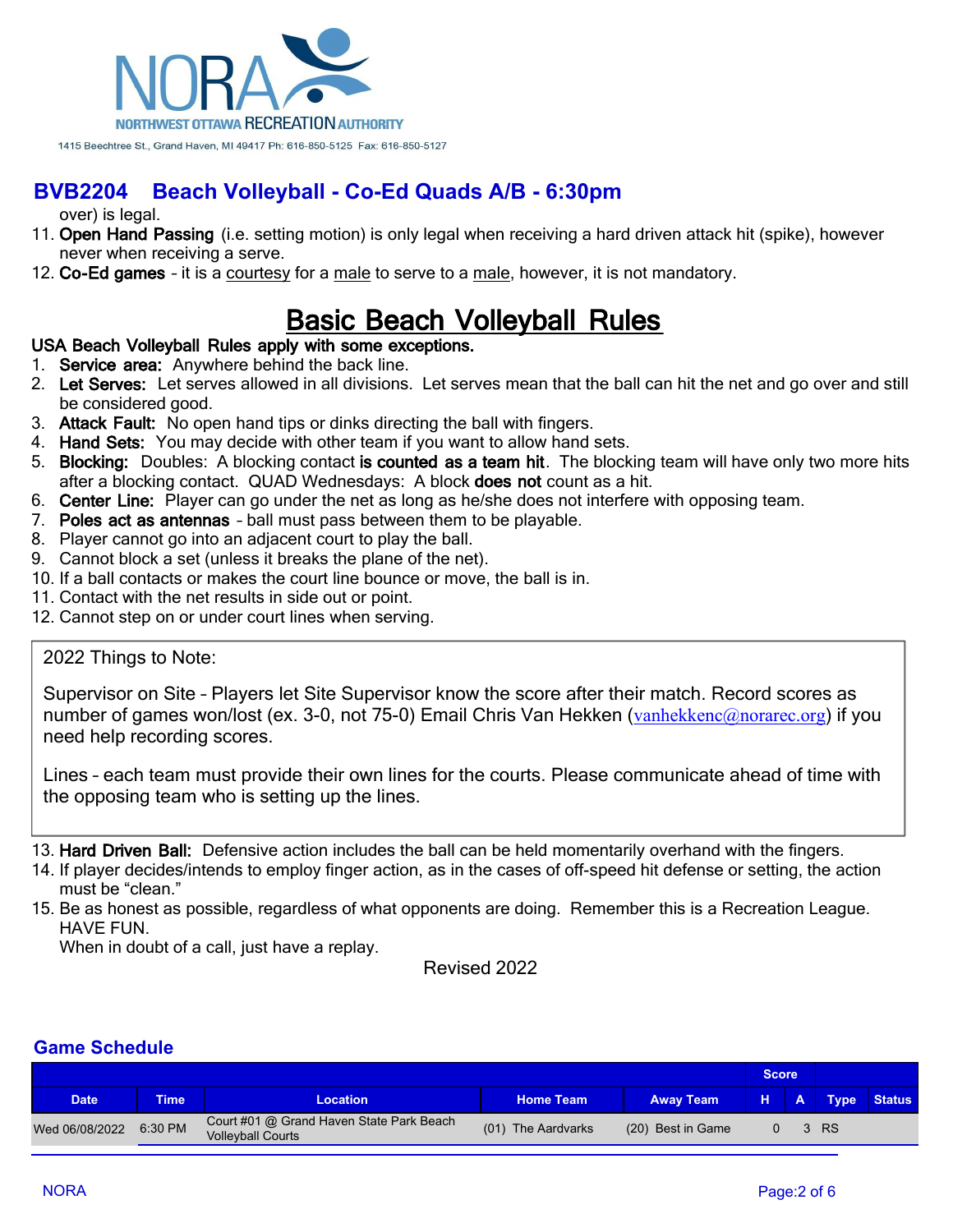NORA
NORTHWEST OTTAWA RECREATION AUTHORITY
1415 Beechtree St., Grand Haven, MI 49417 Ph: 616-850-5125 Fax: 616-850-5127

## BVB2204 Beach Volleyball - Co-Ed Quads A/B - 6:30pm

over) is legal.

11. **Open Hand Passing** (i.e. setting motion) is only legal when receiving a hard driven attack hit (spike), however never when receiving a serve.
12. **Co-Ed games** - it is a courtesy for a male to serve to a male, however, it is not mandatory.

# Basic Beach Volleyball Rules

**USA Beach Volleyball Rules apply with some exceptions.**

1. **Service area:** Anywhere behind the back line.
2. **Let Serves:** Let serves allowed in all divisions. Let serves mean that the ball can hit the net and go over and still be considered good.
3. **Attack Fault:** No open hand tips or dinks directing the ball with fingers.
4. **Hand Sets:** You may decide with other team if you want to allow hand sets.
5. **Blocking:** Doubles: A blocking contact **is counted as a team hit**. The blocking team will have only two more hits after a blocking contact. QUAD Wednesdays: A block **does not** count as a hit.
6. **Center Line:** Player can go under the net as long as he/she does not interfere with opposing team.
7. **Poles act as antennas** - ball must pass between them to be playable.
8. Player cannot go into an adjacent court to play the ball.
9. Cannot block a set (unless it breaks the plane of the net).
10. If a ball contacts or makes the court line bounce or move, the ball is in.
11. Contact with the net results in side out or point.
12. Cannot step on or under court lines when serving.

> 2022 Things to Note:
>
> Supervisor on Site - Players let Site Supervisor know the score after their match. Record scores as number of games won/lost (ex. 3-0, not 75-0) Email Chris Van Hekken (vanhekkenc@norarec.org) if you need help recording scores.
>
> Lines - each team must provide their own lines for the courts. Please communicate ahead of time with the opposing team who is setting up the lines.

13. **Hard Driven Ball:** Defensive action includes the ball can be held momentarily overhand with the fingers.
14. If player decides/intends to employ finger action, as in the cases of off-speed hit defense or setting, the action must be "clean."
15. Be as honest as possible, regardless of what opponents are doing. Remember this is a Recreation League. HAVE FUN.
    When in doubt of a call, just have a replay.

Revised 2022

## Game Schedule

| | | | | | Score | | | |
|---|---|---|---|---|---|---|---|---|
| Date | Time | Location | Home Team | Away Team | H | A | Type | Status |
| Wed 06/08/2022 | 6:30 PM | Court #01 @ Grand Haven State Park Beach Volleyball Courts | (01) The Aardvarks | (20) Best in Game | 0 | 3 | RS | |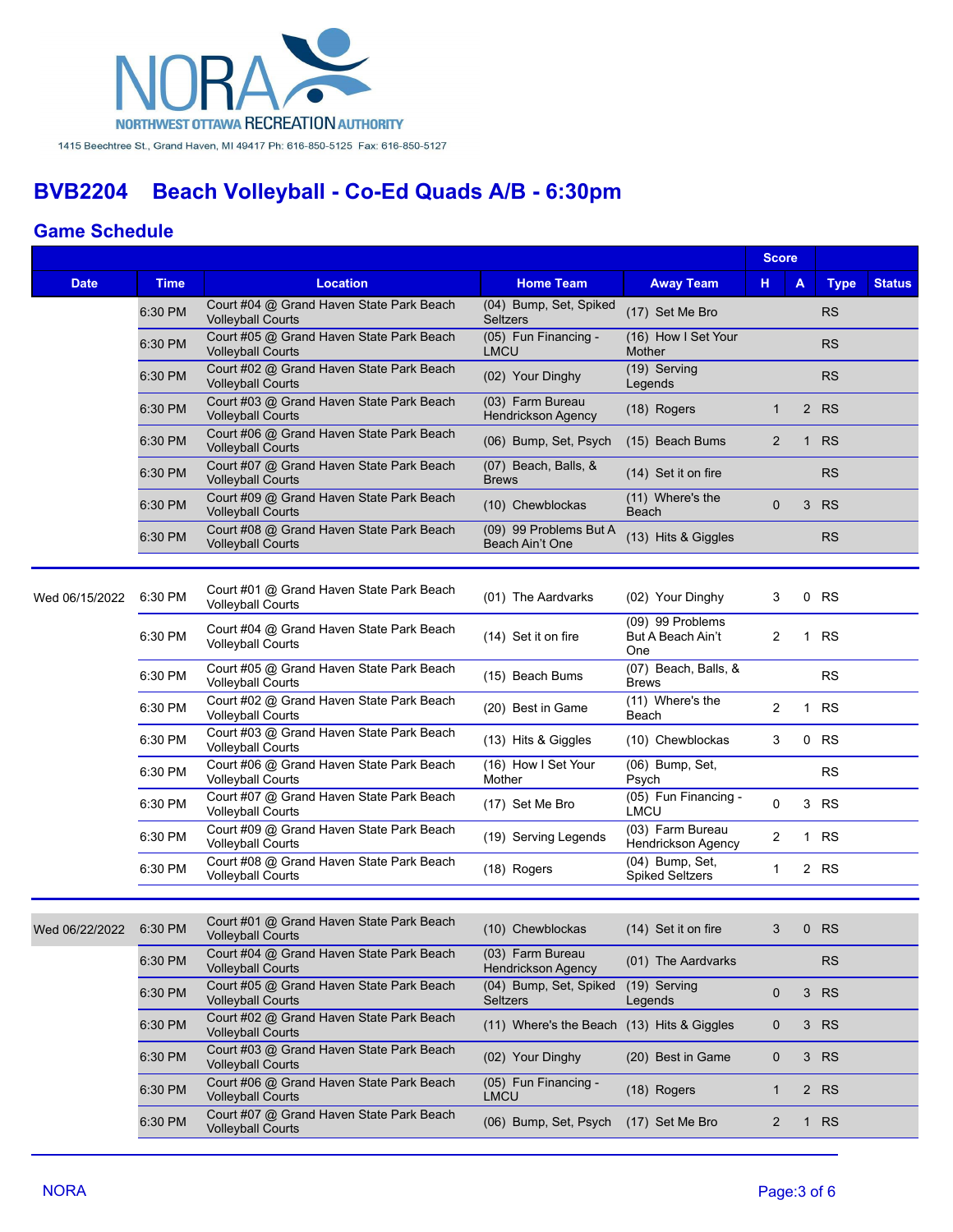NORA

NORTHWEST OTTAWA RECREATION AUTHORITY

1415 Beechtree St., Grand Haven, MI 49417 Ph: 616-850-5125 Fax: 616-850-5127

# BVB2204 Beach Volleyball - Co-Ed Quads A/B - 6:30pm

## Game Schedule

| Date | Time | Location | Home Team | Away Team | Score H | Score A | Type | Status |
|---|---|---|---|---|---|---|---|---|
| | 6:30 PM | Court #04 @ Grand Haven State Park Beach Volleyball Courts | (04) Bump, Set, Spiked Seltzers | (17) Set Me Bro | | | RS | |
| | 6:30 PM | Court #05 @ Grand Haven State Park Beach Volleyball Courts | (05) Fun Financing - LMCU | (16) How I Set Your Mother | | | RS | |
| | 6:30 PM | Court #02 @ Grand Haven State Park Beach Volleyball Courts | (02) Your Dinghy | (19) Serving Legends | | | RS | |
| | 6:30 PM | Court #03 @ Grand Haven State Park Beach Volleyball Courts | (03) Farm Bureau Hendrickson Agency | (18) Rogers | 1 | 2 | RS | |
| | 6:30 PM | Court #06 @ Grand Haven State Park Beach Volleyball Courts | (06) Bump, Set, Psych | (15) Beach Bums | 2 | 1 | RS | |
| | 6:30 PM | Court #07 @ Grand Haven State Park Beach Volleyball Courts | (07) Beach, Balls, & Brews | (14) Set it on fire | | | RS | |
| | 6:30 PM | Court #09 @ Grand Haven State Park Beach Volleyball Courts | (10) Chewblockas | (11) Where's the Beach | 0 | 3 | RS | |
| | 6:30 PM | Court #08 @ Grand Haven State Park Beach Volleyball Courts | (09) 99 Problems But A Beach Ain't One | (13) Hits & Giggles | | | RS | |
| Wed 06/15/2022 | 6:30 PM | Court #01 @ Grand Haven State Park Beach Volleyball Courts | (01) The Aardvarks | (02) Your Dinghy | 3 | 0 | RS | |
| | 6:30 PM | Court #04 @ Grand Haven State Park Beach Volleyball Courts | (14) Set it on fire | (09) 99 Problems But A Beach Ain't One | 2 | 1 | RS | |
| | 6:30 PM | Court #05 @ Grand Haven State Park Beach Volleyball Courts | (15) Beach Bums | (07) Beach, Balls, & Brews | | | RS | |
| | 6:30 PM | Court #02 @ Grand Haven State Park Beach Volleyball Courts | (20) Best in Game | (11) Where's the Beach | 2 | 1 | RS | |
| | 6:30 PM | Court #03 @ Grand Haven State Park Beach Volleyball Courts | (13) Hits & Giggles | (10) Chewblockas | 3 | 0 | RS | |
| | 6:30 PM | Court #06 @ Grand Haven State Park Beach Volleyball Courts | (16) How I Set Your Mother | (06) Bump, Set, Psych | | | RS | |
| | 6:30 PM | Court #07 @ Grand Haven State Park Beach Volleyball Courts | (17) Set Me Bro | (05) Fun Financing - LMCU | 0 | 3 | RS | |
| | 6:30 PM | Court #09 @ Grand Haven State Park Beach Volleyball Courts | (19) Serving Legends | (03) Farm Bureau Hendrickson Agency | 2 | 1 | RS | |
| | 6:30 PM | Court #08 @ Grand Haven State Park Beach Volleyball Courts | (18) Rogers | (04) Bump, Set, Spiked Seltzers | 1 | 2 | RS | |
| Wed 06/22/2022 | 6:30 PM | Court #01 @ Grand Haven State Park Beach Volleyball Courts | (10) Chewblockas | (14) Set it on fire | 3 | 0 | RS | |
| | 6:30 PM | Court #04 @ Grand Haven State Park Beach Volleyball Courts | (03) Farm Bureau Hendrickson Agency | (01) The Aardvarks | | | RS | |
| | 6:30 PM | Court #05 @ Grand Haven State Park Beach Volleyball Courts | (04) Bump, Set, Spiked Seltzers | (19) Serving Legends | 0 | 3 | RS | |
| | 6:30 PM | Court #02 @ Grand Haven State Park Beach Volleyball Courts | (11) Where's the Beach | (13) Hits & Giggles | 0 | 3 | RS | |
| | 6:30 PM | Court #03 @ Grand Haven State Park Beach Volleyball Courts | (02) Your Dinghy | (20) Best in Game | 0 | 3 | RS | |
| | 6:30 PM | Court #06 @ Grand Haven State Park Beach Volleyball Courts | (05) Fun Financing - LMCU | (18) Rogers | 1 | 2 | RS | |
| | 6:30 PM | Court #07 @ Grand Haven State Park Beach Volleyball Courts | (06) Bump, Set, Psych | (17) Set Me Bro | 2 | 1 | RS | |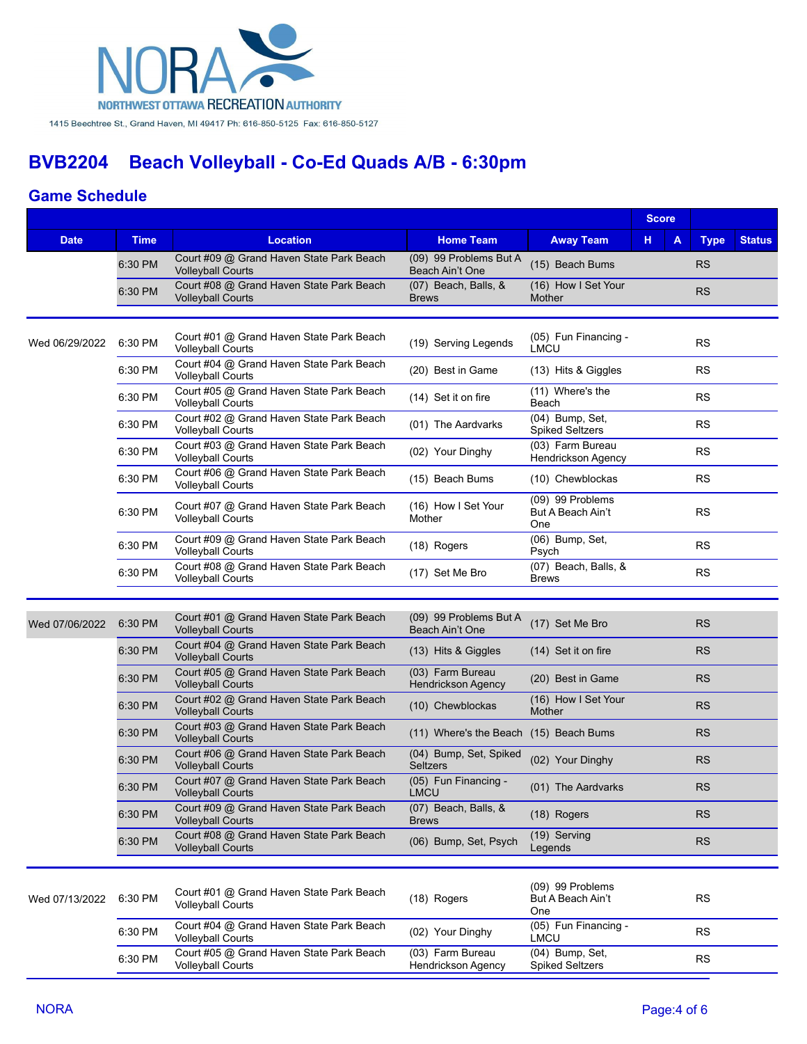NORA
NORTHWEST OTTAWA RECREATION AUTHORITY
1415 Beechtree St., Grand Haven, MI 49417 Ph: 616-850-5125 Fax: 616-850-5127

# BVB2204 Beach Volleyball - Co-Ed Quads A/B - 6:30pm

## Game Schedule

| Date | Time | Location | Home Team | Away Team | Score H | Score A | Type | Status |
|---|---|---|---|---|---|---|---|---|
| | 6:30 PM | Court #09 @ Grand Haven State Park Beach Volleyball Courts | (09) 99 Problems But A Beach Ain't One | (15) Beach Bums | | | RS | |
| | 6:30 PM | Court #08 @ Grand Haven State Park Beach Volleyball Courts | (07) Beach, Balls, & Brews | (16) How I Set Your Mother | | | RS | |
| Wed 06/29/2022 | 6:30 PM | Court #01 @ Grand Haven State Park Beach Volleyball Courts | (19) Serving Legends | (05) Fun Financing - LMCU | | | RS | |
| | 6:30 PM | Court #04 @ Grand Haven State Park Beach Volleyball Courts | (20) Best in Game | (13) Hits & Giggles | | | RS | |
| | 6:30 PM | Court #05 @ Grand Haven State Park Beach Volleyball Courts | (14) Set it on fire | (11) Where's the Beach | | | RS | |
| | 6:30 PM | Court #02 @ Grand Haven State Park Beach Volleyball Courts | (01) The Aardvarks | (04) Bump, Set, Spiked Seltzers | | | RS | |
| | 6:30 PM | Court #03 @ Grand Haven State Park Beach Volleyball Courts | (02) Your Dinghy | (03) Farm Bureau Hendrickson Agency | | | RS | |
| | 6:30 PM | Court #06 @ Grand Haven State Park Beach Volleyball Courts | (15) Beach Bums | (10) Chewblockas | | | RS | |
| | 6:30 PM | Court #07 @ Grand Haven State Park Beach Volleyball Courts | (16) How I Set Your Mother | (09) 99 Problems But A Beach Ain't One | | | RS | |
| | 6:30 PM | Court #09 @ Grand Haven State Park Beach Volleyball Courts | (18) Rogers | (06) Bump, Set, Psych | | | RS | |
| | 6:30 PM | Court #08 @ Grand Haven State Park Beach Volleyball Courts | (17) Set Me Bro | (07) Beach, Balls, & Brews | | | RS | |
| Wed 07/06/2022 | 6:30 PM | Court #01 @ Grand Haven State Park Beach Volleyball Courts | (09) 99 Problems But A Beach Ain't One | (17) Set Me Bro | | | RS | |
| | 6:30 PM | Court #04 @ Grand Haven State Park Beach Volleyball Courts | (13) Hits & Giggles | (14) Set it on fire | | | RS | |
| | 6:30 PM | Court #05 @ Grand Haven State Park Beach Volleyball Courts | (03) Farm Bureau Hendrickson Agency | (20) Best in Game | | | RS | |
| | 6:30 PM | Court #02 @ Grand Haven State Park Beach Volleyball Courts | (10) Chewblockas | (16) How I Set Your Mother | | | RS | |
| | 6:30 PM | Court #03 @ Grand Haven State Park Beach Volleyball Courts | (11) Where's the Beach | (15) Beach Bums | | | RS | |
| | 6:30 PM | Court #06 @ Grand Haven State Park Beach Volleyball Courts | (04) Bump, Set, Spiked Seltzers | (02) Your Dinghy | | | RS | |
| | 6:30 PM | Court #07 @ Grand Haven State Park Beach Volleyball Courts | (05) Fun Financing - LMCU | (01) The Aardvarks | | | RS | |
| | 6:30 PM | Court #09 @ Grand Haven State Park Beach Volleyball Courts | (07) Beach, Balls, & Brews | (18) Rogers | | | RS | |
| | 6:30 PM | Court #08 @ Grand Haven State Park Beach Volleyball Courts | (06) Bump, Set, Psych | (19) Serving Legends | | | RS | |
| Wed 07/13/2022 | 6:30 PM | Court #01 @ Grand Haven State Park Beach Volleyball Courts | (18) Rogers | (09) 99 Problems But A Beach Ain't One | | | RS | |
| | 6:30 PM | Court #04 @ Grand Haven State Park Beach Volleyball Courts | (02) Your Dinghy | (05) Fun Financing - LMCU | | | RS | |
| | 6:30 PM | Court #05 @ Grand Haven State Park Beach Volleyball Courts | (03) Farm Bureau Hendrickson Agency | (04) Bump, Set, Spiked Seltzers | | | RS | |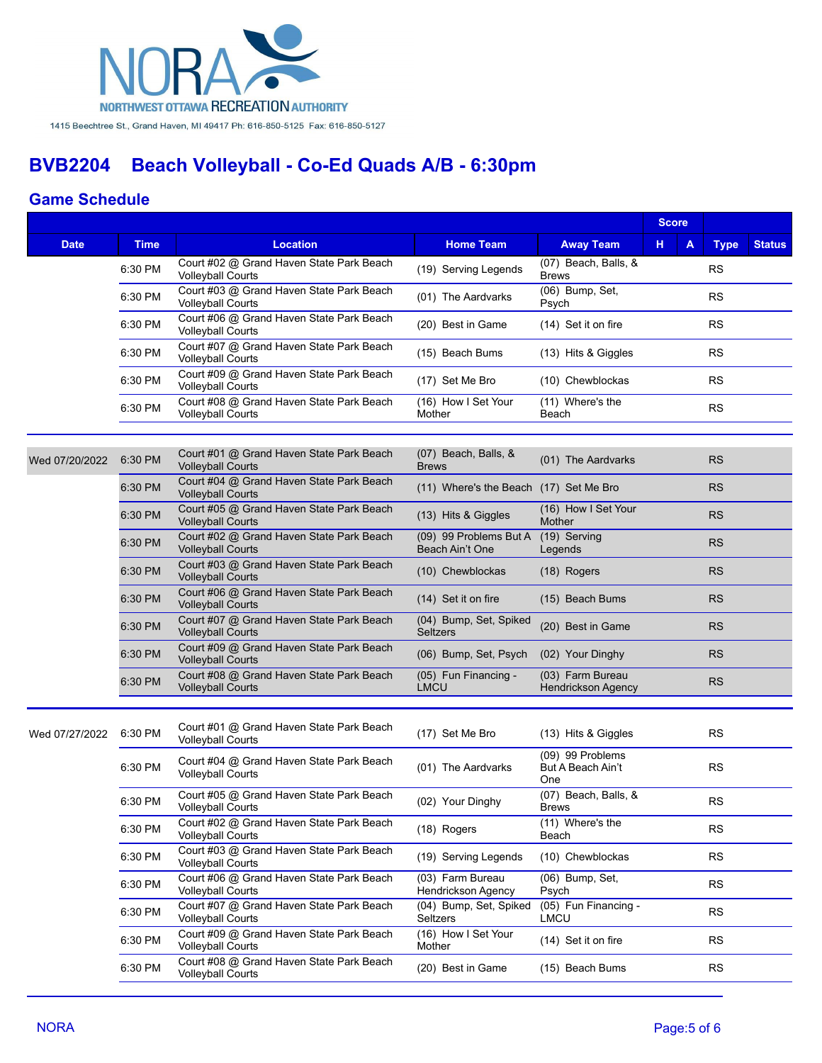NORA
NORTHWEST OTTAWA RECREATION AUTHORITY
1415 Beechtree St., Grand Haven, MI 49417 Ph: 616-850-5125 Fax: 616-850-5127

# BVB2204 Beach Volleyball - Co-Ed Quads A/B - 6:30pm

## Game Schedule

| Date | Time | Location | Home Team | Away Team | Score H | Score A | Type | Status |
|---|---|---|---|---|---|---|---|---|
| | 6:30 PM | Court #02 @ Grand Haven State Park Beach Volleyball Courts | (19) Serving Legends | (07) Beach, Balls, & Brews | | | RS | |
| | 6:30 PM | Court #03 @ Grand Haven State Park Beach Volleyball Courts | (01) The Aardvarks | (06) Bump, Set, Psych | | | RS | |
| | 6:30 PM | Court #06 @ Grand Haven State Park Beach Volleyball Courts | (20) Best in Game | (14) Set it on fire | | | RS | |
| | 6:30 PM | Court #07 @ Grand Haven State Park Beach Volleyball Courts | (15) Beach Bums | (13) Hits & Giggles | | | RS | |
| | 6:30 PM | Court #09 @ Grand Haven State Park Beach Volleyball Courts | (17) Set Me Bro | (10) Chewblockas | | | RS | |
| | 6:30 PM | Court #08 @ Grand Haven State Park Beach Volleyball Courts | (16) How I Set Your Mother | (11) Where's the Beach | | | RS | |
| Wed 07/20/2022 | 6:30 PM | Court #01 @ Grand Haven State Park Beach Volleyball Courts | (07) Beach, Balls, & Brews | (01) The Aardvarks | | | RS | |
| | 6:30 PM | Court #04 @ Grand Haven State Park Beach Volleyball Courts | (11) Where's the Beach | (17) Set Me Bro | | | RS | |
| | 6:30 PM | Court #05 @ Grand Haven State Park Beach Volleyball Courts | (13) Hits & Giggles | (16) How I Set Your Mother | | | RS | |
| | 6:30 PM | Court #02 @ Grand Haven State Park Beach Volleyball Courts | (09) 99 Problems But A Beach Ain't One | (19) Serving Legends | | | RS | |
| | 6:30 PM | Court #03 @ Grand Haven State Park Beach Volleyball Courts | (10) Chewblockas | (18) Rogers | | | RS | |
| | 6:30 PM | Court #06 @ Grand Haven State Park Beach Volleyball Courts | (14) Set it on fire | (15) Beach Bums | | | RS | |
| | 6:30 PM | Court #07 @ Grand Haven State Park Beach Volleyball Courts | (04) Bump, Set, Spiked Seltzers | (20) Best in Game | | | RS | |
| | 6:30 PM | Court #09 @ Grand Haven State Park Beach Volleyball Courts | (06) Bump, Set, Psych | (02) Your Dinghy | | | RS | |
| | 6:30 PM | Court #08 @ Grand Haven State Park Beach Volleyball Courts | (05) Fun Financing - LMCU | (03) Farm Bureau Hendrickson Agency | | | RS | |
| Wed 07/27/2022 | 6:30 PM | Court #01 @ Grand Haven State Park Beach Volleyball Courts | (17) Set Me Bro | (13) Hits & Giggles | | | RS | |
| | 6:30 PM | Court #04 @ Grand Haven State Park Beach Volleyball Courts | (01) The Aardvarks | (09) 99 Problems But A Beach Ain't One | | | RS | |
| | 6:30 PM | Court #05 @ Grand Haven State Park Beach Volleyball Courts | (02) Your Dinghy | (07) Beach, Balls, & Brews | | | RS | |
| | 6:30 PM | Court #02 @ Grand Haven State Park Beach Volleyball Courts | (18) Rogers | (11) Where's the Beach | | | RS | |
| | 6:30 PM | Court #03 @ Grand Haven State Park Beach Volleyball Courts | (19) Serving Legends | (10) Chewblockas | | | RS | |
| | 6:30 PM | Court #06 @ Grand Haven State Park Beach Volleyball Courts | (03) Farm Bureau Hendrickson Agency | (06) Bump, Set, Psych | | | RS | |
| | 6:30 PM | Court #07 @ Grand Haven State Park Beach Volleyball Courts | (04) Bump, Set, Spiked Seltzers | (05) Fun Financing - LMCU | | | RS | |
| | 6:30 PM | Court #09 @ Grand Haven State Park Beach Volleyball Courts | (16) How I Set Your Mother | (14) Set it on fire | | | RS | |
| | 6:30 PM | Court #08 @ Grand Haven State Park Beach Volleyball Courts | (20) Best in Game | (15) Beach Bums | | | RS | |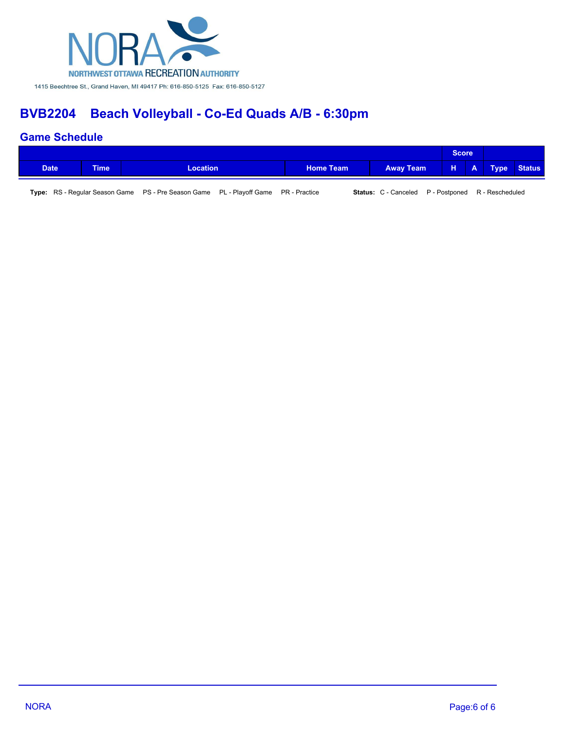NORTHWEST OTTAWA RECREATION AUTHORITY

1415 Beechtree St., Grand Haven, MI 49417 Ph: 616-850-5125 Fax: 616-850-5127

# BVB2204 Beach Volleyball - Co-Ed Quads A/B - 6:30pm

## Game Schedule

| Date | Time | Location | Home Team | Away Team | Score | | Type | Status |
|---|---|---|---|---|---|---|---|---|
| | | | | | H | A | | |

**Type:** RS - Regular Season Game PS - Pre Season Game PL - Playoff Game PR - Practice **Status:** C - Canceled P - Postponed R - Rescheduled